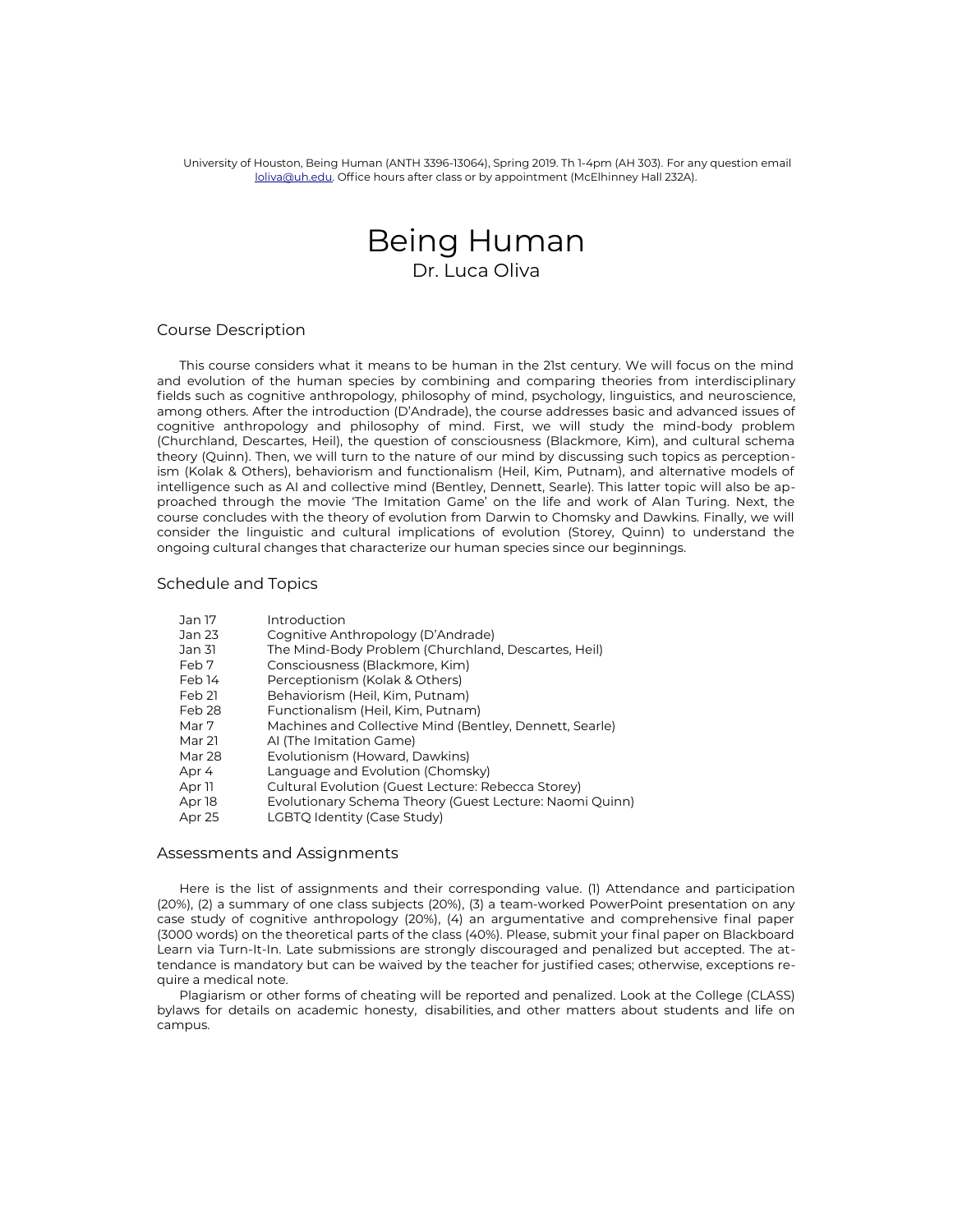University of Houston, Being Human (ANTH 3396-13064), Spring 2019. Th 1-4pm (AH 303). For any question email loliva@uh.edu. Office hours after class or by appointment (McElhinney Hall 232A).

# Being Human

Dr. Luca Oliva

## Course Description

This course considers what it means to be human in the 21st century. We will focus on the mind and evolution of the human species by combining and comparing theories from interdisciplinary fields such as cognitive anthropology, philosophy of mind, psychology, linguistics, and neuroscience, among others. After the introduction (D'Andrade), the course addresses basic and advanced issues of cognitive anthropology and philosophy of mind. First, we will study the mind-body problem (Churchland, Descartes, Heil), the question of consciousness (Blackmore, Kim), and cultural schema theory (Quinn). Then, we will turn to the nature of our mind by discussing such topics as perceptionism (Kolak & Others), behaviorism and functionalism (Heil, Kim, Putnam), and alternative models of intelligence such as AI and collective mind (Bentley, Dennett, Searle). This latter topic will also be approached through the movie 'The Imitation Game' on the life and work of Alan Turing. Next, the course concludes with the theory of evolution from Darwin to Chomsky and Dawkins. Finally, we will consider the linguistic and cultural implications of evolution (Storey, Quinn) to understand the ongoing cultural changes that characterize our human species since our beginnings.

## Schedule and Topics

| | |
|---|---|
| Jan 17 | Introduction |
| Jan 23 | Cognitive Anthropology (D'Andrade) |
| Jan 31 | The Mind-Body Problem (Churchland, Descartes, Heil) |
| Feb 7 | Consciousness (Blackmore, Kim) |
| Feb 14 | Perceptionism (Kolak & Others) |
| Feb 21 | Behaviorism (Heil, Kim, Putnam) |
| Feb 28 | Functionalism (Heil, Kim, Putnam) |
| Mar 7 | Machines and Collective Mind (Bentley, Dennett, Searle) |
| Mar 21 | AI (The Imitation Game) |
| Mar 28 | Evolutionism (Howard, Dawkins) |
| Apr 4 | Language and Evolution (Chomsky) |
| Apr 11 | Cultural Evolution (Guest Lecture: Rebecca Storey) |
| Apr 18 | Evolutionary Schema Theory (Guest Lecture: Naomi Quinn) |
| Apr 25 | LGBTQ Identity (Case Study) |

## Assessments and Assignments

Here is the list of assignments and their corresponding value. (1) Attendance and participation (20%), (2) a summary of one class subjects (20%), (3) a team-worked PowerPoint presentation on any case study of cognitive anthropology (20%), (4) an argumentative and comprehensive final paper (3000 words) on the theoretical parts of the class (40%). Please, submit your final paper on Blackboard Learn via Turn-It-In. Late submissions are strongly discouraged and penalized but accepted. The attendance is mandatory but can be waived by the teacher for justified cases; otherwise, exceptions require a medical note.

Plagiarism or other forms of cheating will be reported and penalized. Look at the College (CLASS) bylaws for details on academic honesty, disabilities, and other matters about students and life on campus.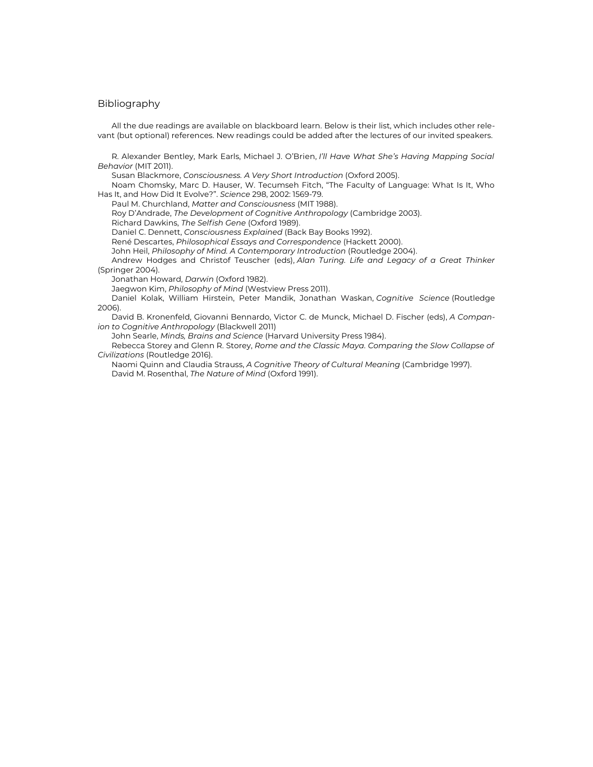## Bibliography

All the due readings are available on blackboard learn. Below is their list, which includes other relevant (but optional) references. New readings could be added after the lectures of our invited speakers.

R. Alexander Bentley, Mark Earls, Michael J. O'Brien, *I'll Have What She's Having Mapping Social Behavior* (MIT 2011).

Susan Blackmore, *Consciousness. A Very Short Introduction* (Oxford 2005).

Noam Chomsky, Marc D. Hauser, W. Tecumseh Fitch, "The Faculty of Language: What Is It, Who Has It, and How Did It Evolve?". *Science* 298, 2002: 1569-79.

Paul M. Churchland, *Matter and Consciousness* (MIT 1988).

Roy D'Andrade, *The Development of Cognitive Anthropology* (Cambridge 2003).

Richard Dawkins, *The Selfish Gene* (Oxford 1989).

Daniel C. Dennett, *Consciousness Explained* (Back Bay Books 1992).

René Descartes, *Philosophical Essays and Correspondence* (Hackett 2000).

John Heil, *Philosophy of Mind. A Contemporary Introduction* (Routledge 2004).

Andrew Hodges and Christof Teuscher (eds), *Alan Turing. Life and Legacy of a Great Thinker* (Springer 2004).

Jonathan Howard, *Darwin* (Oxford 1982).

Jaegwon Kim, *Philosophy of Mind* (Westview Press 2011).

Daniel Kolak, William Hirstein, Peter Mandik, Jonathan Waskan, *Cognitive Science* (Routledge 2006).

David B. Kronenfeld, Giovanni Bennardo, Victor C. de Munck, Michael D. Fischer (eds), *A Companion to Cognitive Anthropology* (Blackwell 2011)

John Searle, *Minds, Brains and Science* (Harvard University Press 1984).

Rebecca Storey and Glenn R. Storey, *Rome and the Classic Maya. Comparing the Slow Collapse of Civilizations* (Routledge 2016).

Naomi Quinn and Claudia Strauss, *A Cognitive Theory of Cultural Meaning* (Cambridge 1997).

David M. Rosenthal, *The Nature of Mind* (Oxford 1991).